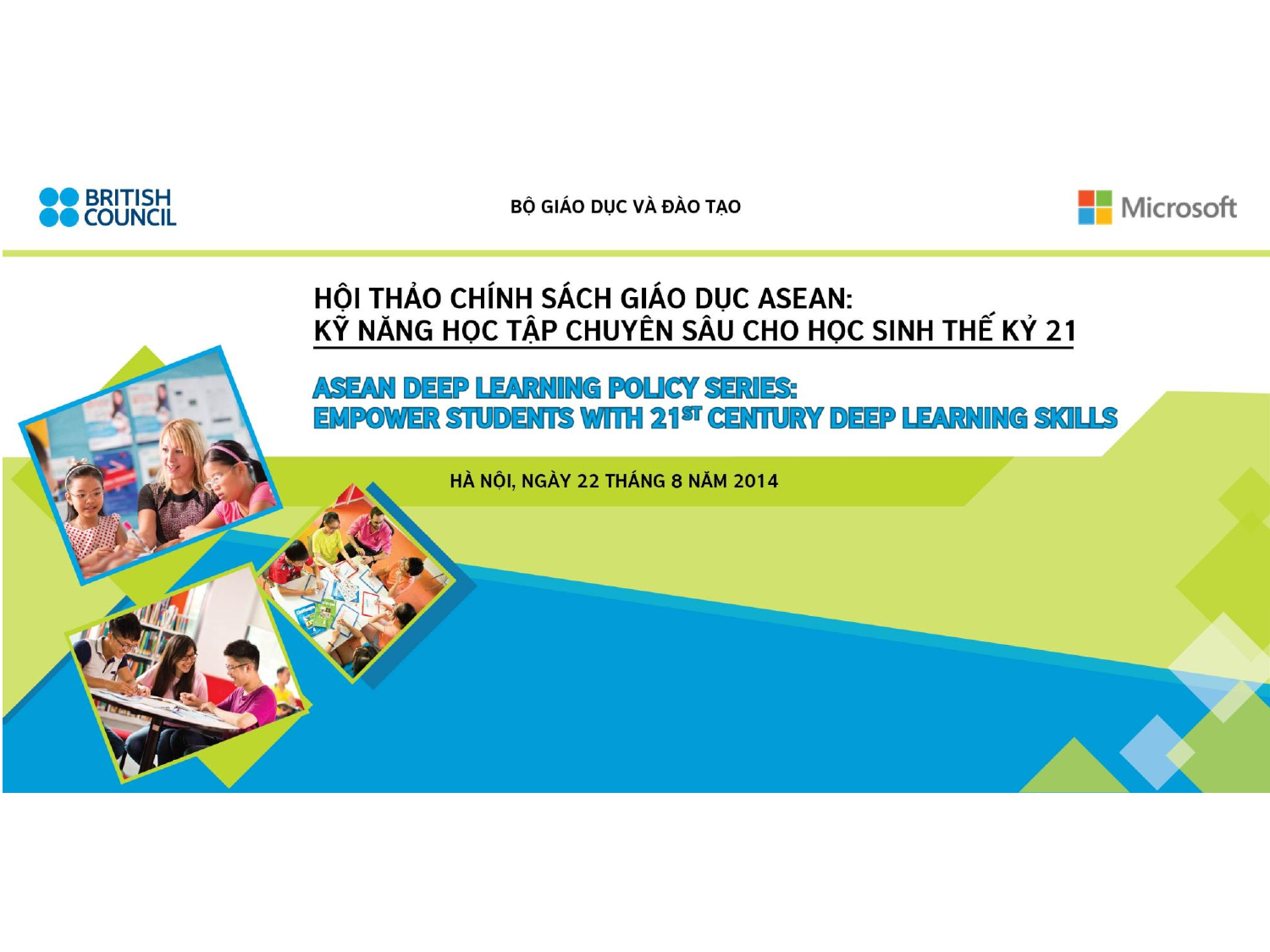BRITISH COUNCIL

BỘ GIÁO DỤC VÀ ĐÀO TẠO

Microsoft

# HỘI THẢO CHÍNH SÁCH GIÁO DỤC ASEAN: KỸ NĂNG HỌC TẬP CHUYÊN SÂU CHO HỌC SINH THẾ KỶ 21

## ASEAN DEEP LEARNING POLICY SERIES: EMPOWER STUDENTS WITH 21ST CENTURY DEEP LEARNING SKILLS

HÀ NỘI, NGÀY 22 THÁNG 8 NĂM 2014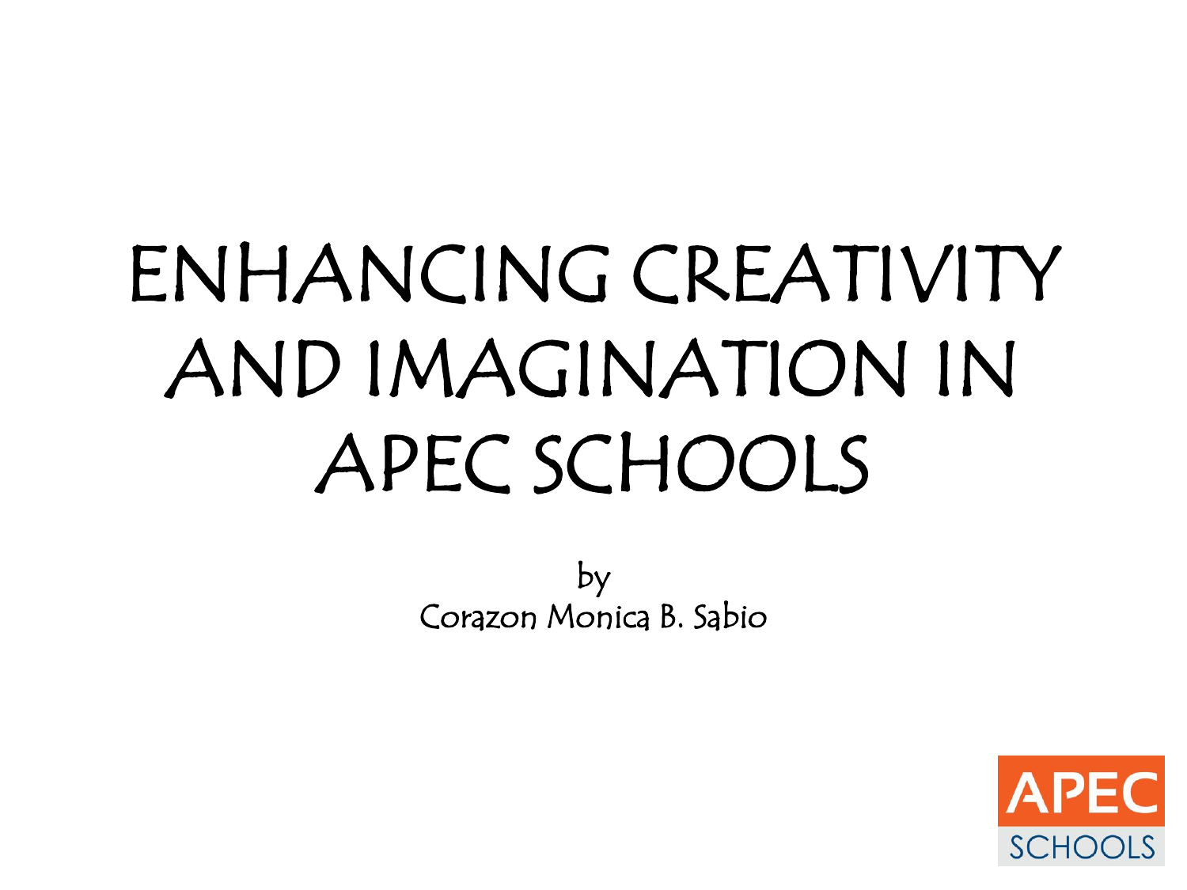# ENHANCING CREATIVITY AND IMAGINATION IN APEC SCHOOLS

by

Corazon Monica B. Sabio

APEC SCHOOLS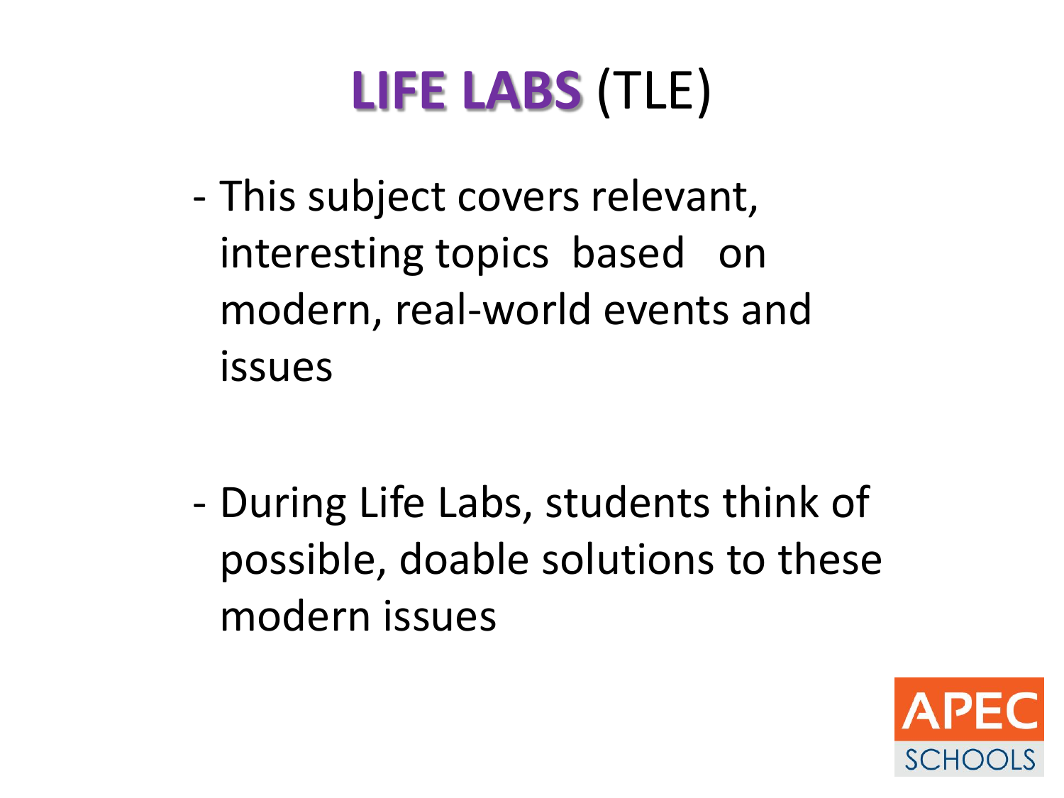# **LIFE LABS** (TLE)

- This subject covers relevant, interesting topics based on modern, real-world events and issues

- During Life Labs, students think of possible, doable solutions to these modern issues

APEC SCHOOLS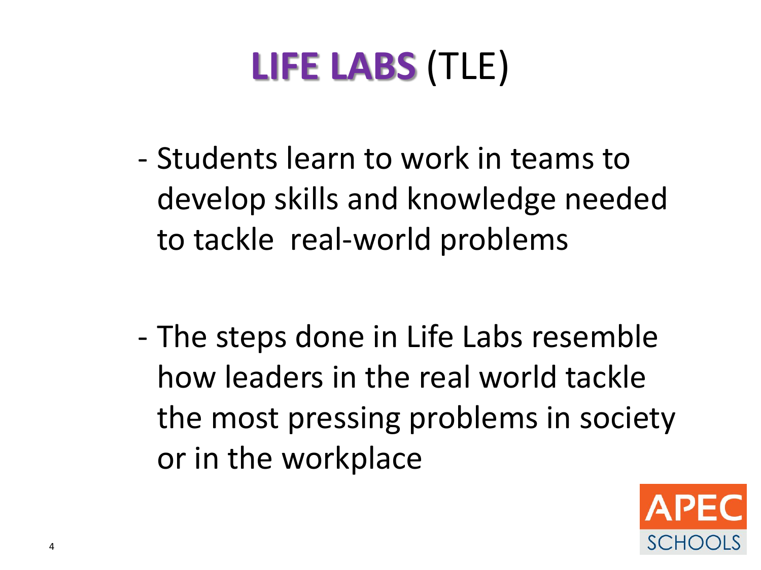# **LIFE LABS** (TLE)

- Students learn to work in teams to develop skills and knowledge needed to tackle real-world problems

- The steps done in Life Labs resemble how leaders in the real world tackle the most pressing problems in society or in the workplace

APEC SCHOOLS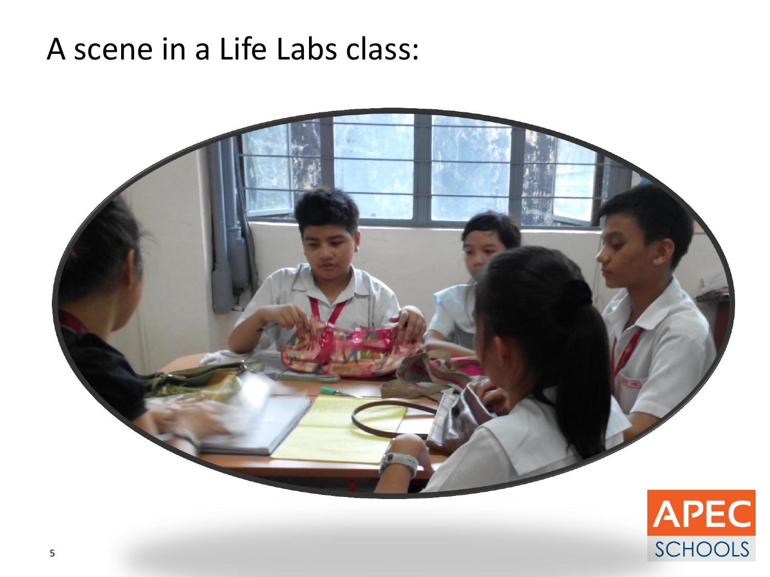# A scene in a Life Labs class: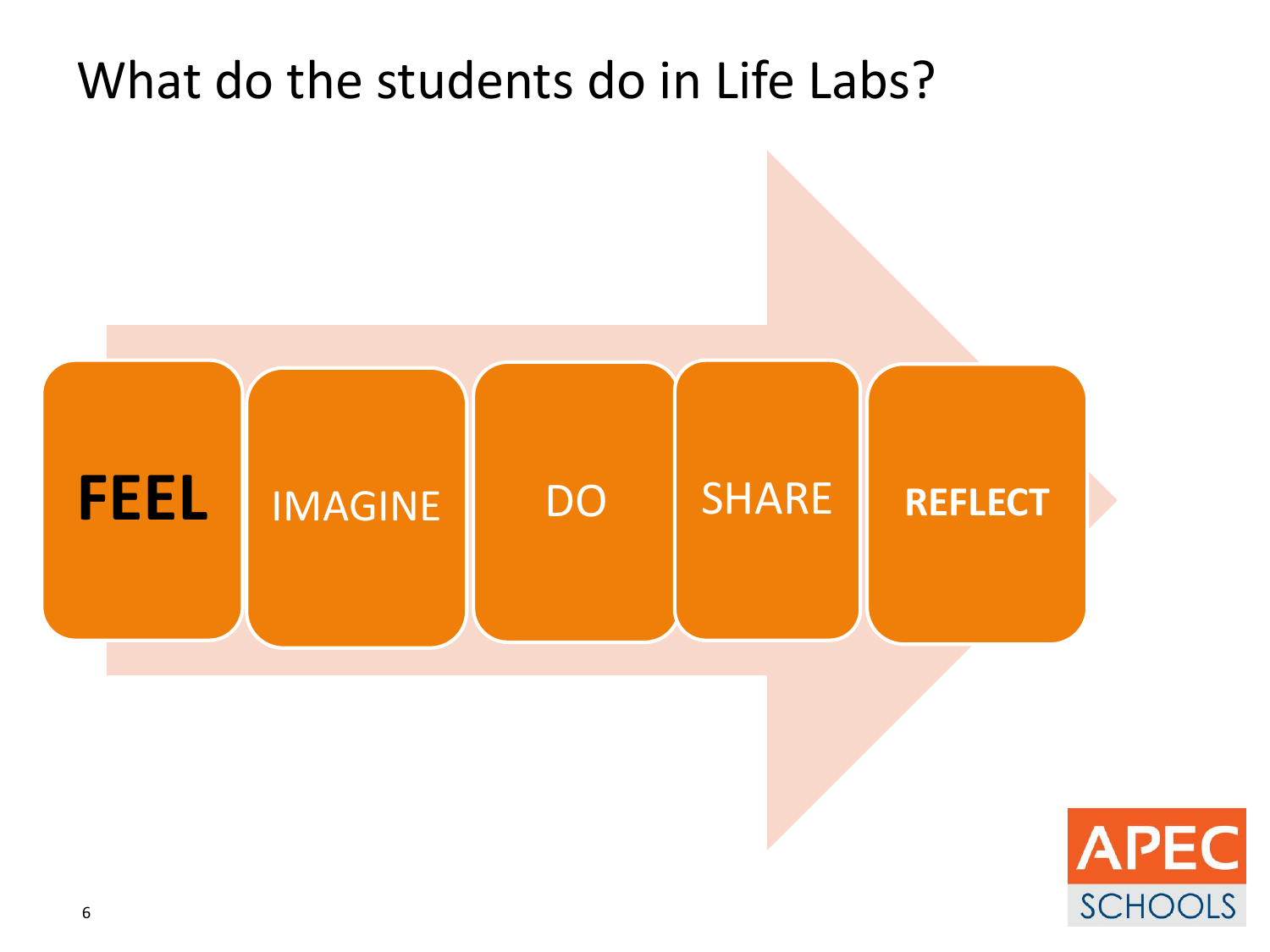# What do the students do in Life Labs?

**FEEL** → IMAGINE → DO → SHARE → **REFLECT**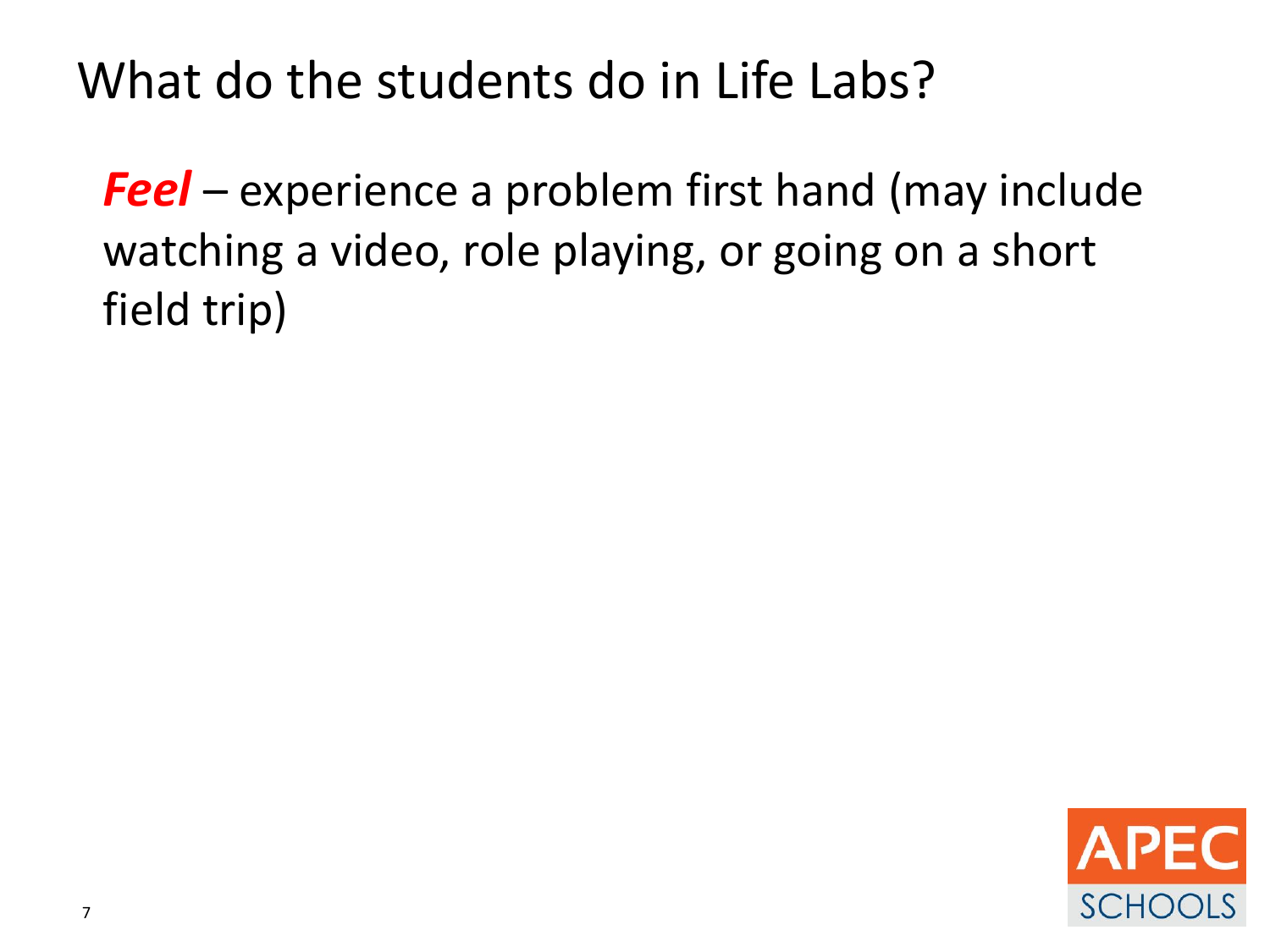# What do the students do in Life Labs?

***Feel*** – experience a problem first hand (may include watching a video, role playing, or going on a short field trip)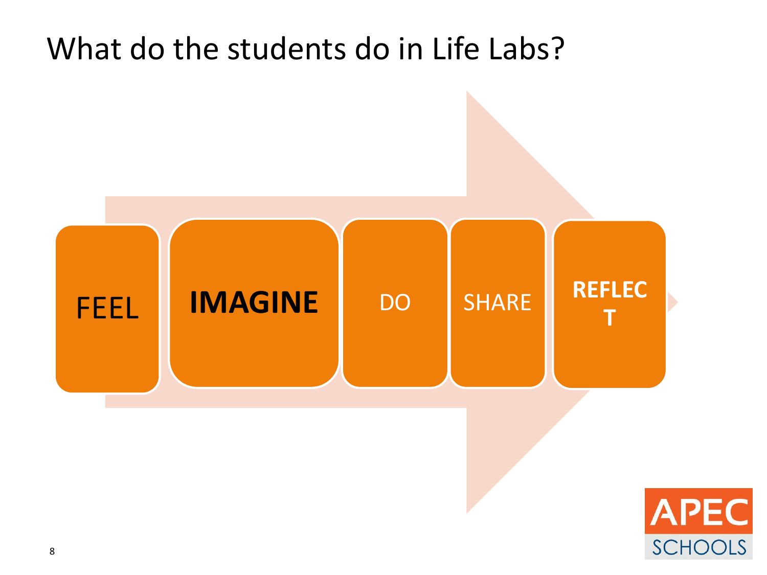# What do the students do in Life Labs?

FEEL

**IMAGINE**

DO

SHARE

**REFLECT**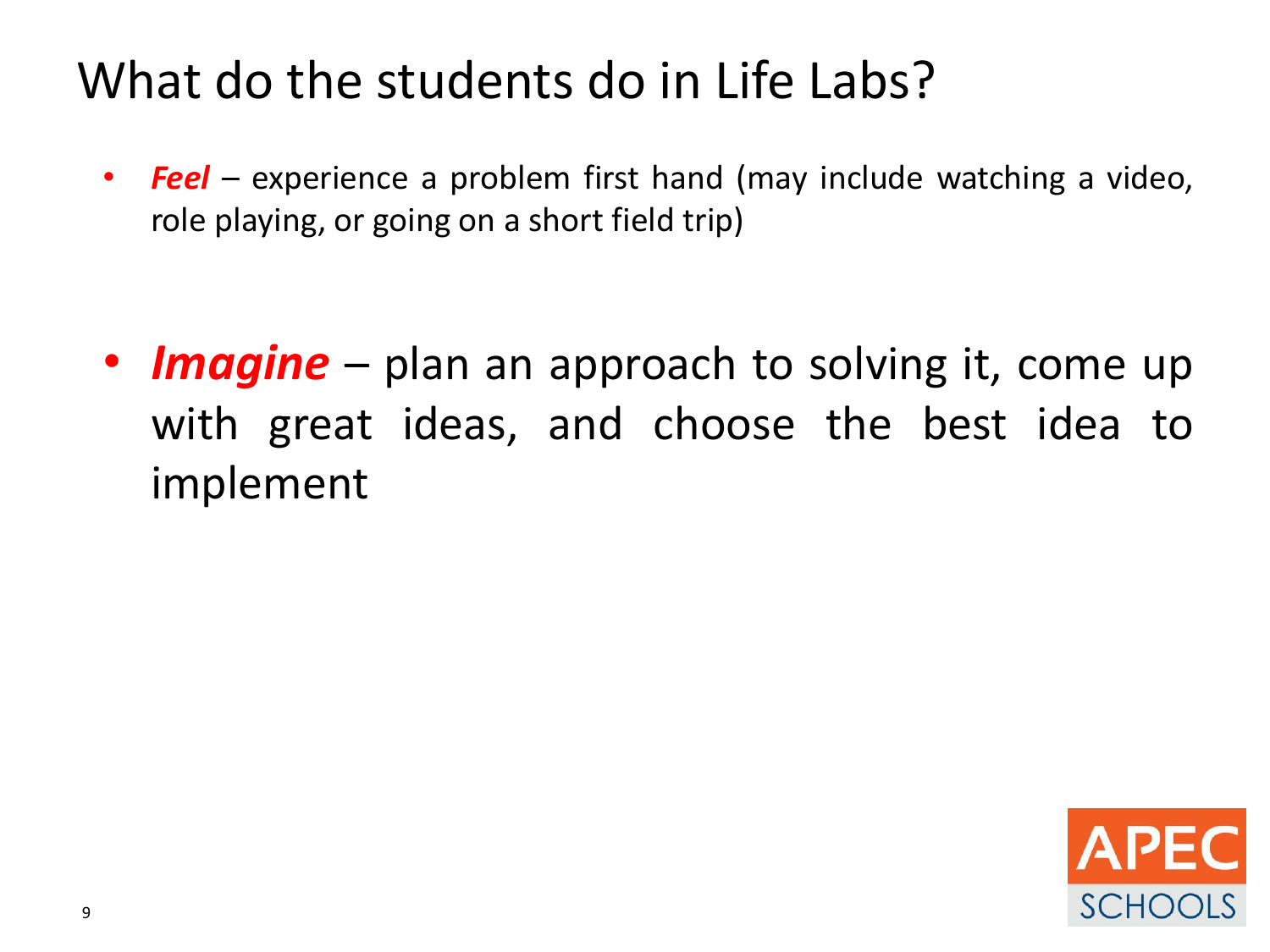# What do the students do in Life Labs?

- ***Feel*** – experience a problem first hand (may include watching a video, role playing, or going on a short field trip)

- ***Imagine*** – plan an approach to solving it, come up with great ideas, and choose the best idea to implement

APEC SCHOOLS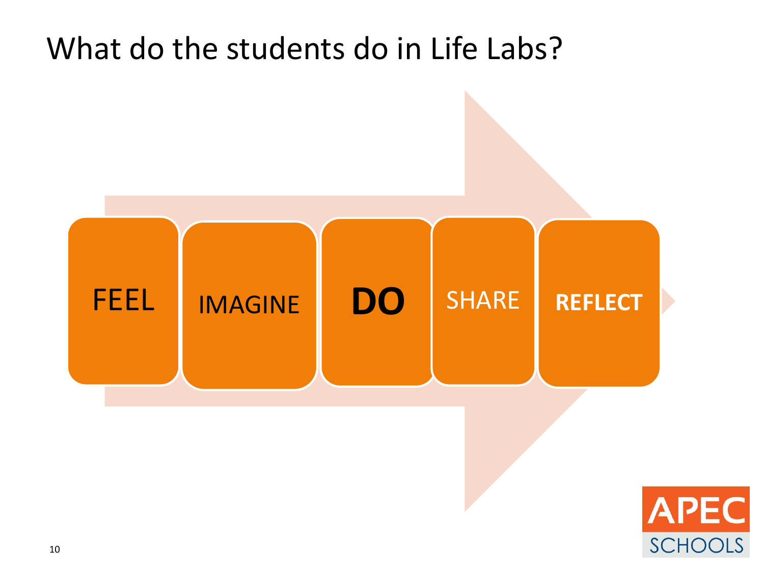# What do the students do in Life Labs?

- FEEL
- IMAGINE
- **DO**
- SHARE
- **REFLECT**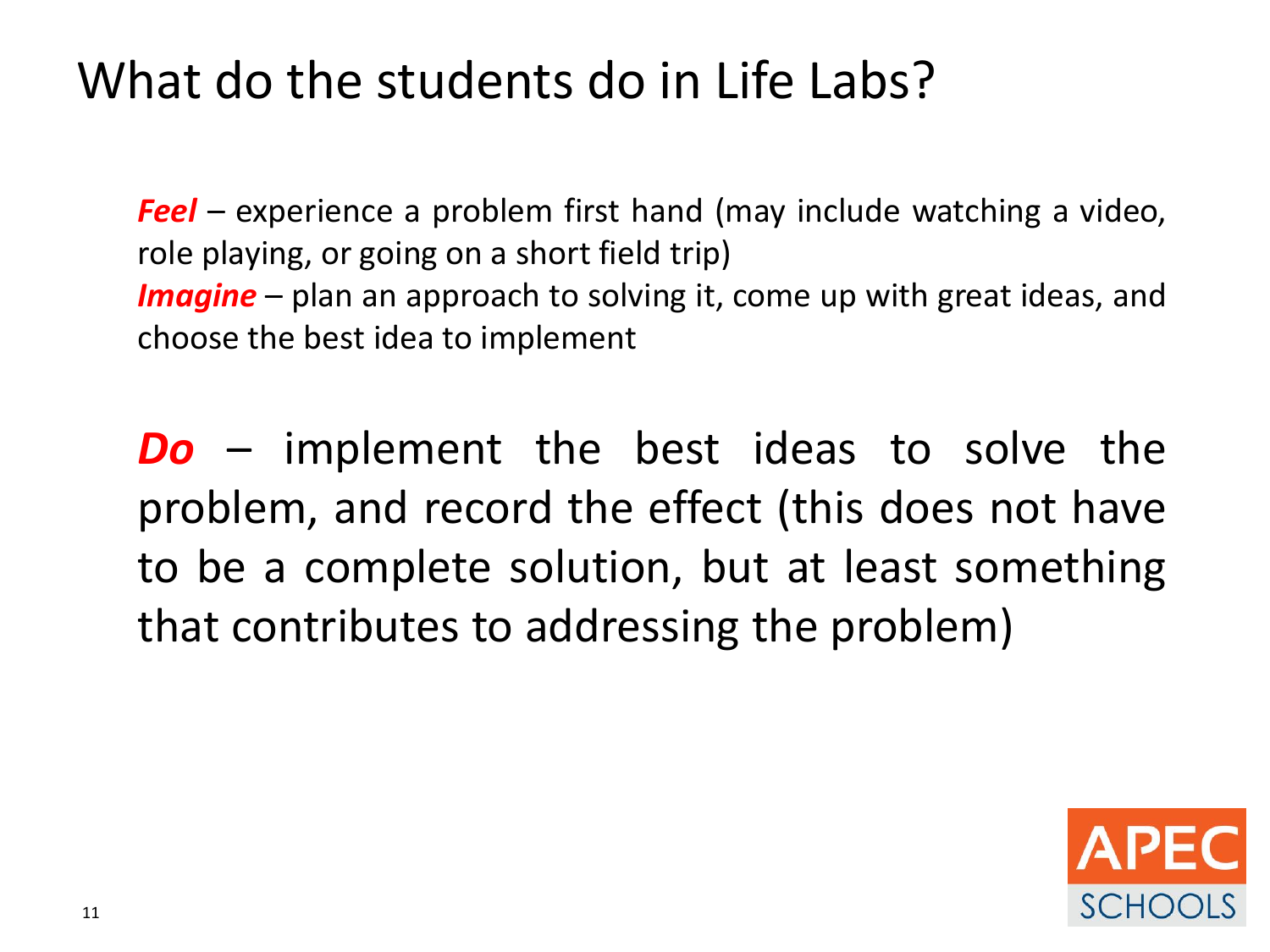# What do the students do in Life Labs?

***Feel*** – experience a problem first hand (may include watching a video, role playing, or going on a short field trip)

***Imagine*** – plan an approach to solving it, come up with great ideas, and choose the best idea to implement

***Do*** – implement the best ideas to solve the problem, and record the effect (this does not have to be a complete solution, but at least something that contributes to addressing the problem)

APEC SCHOOLS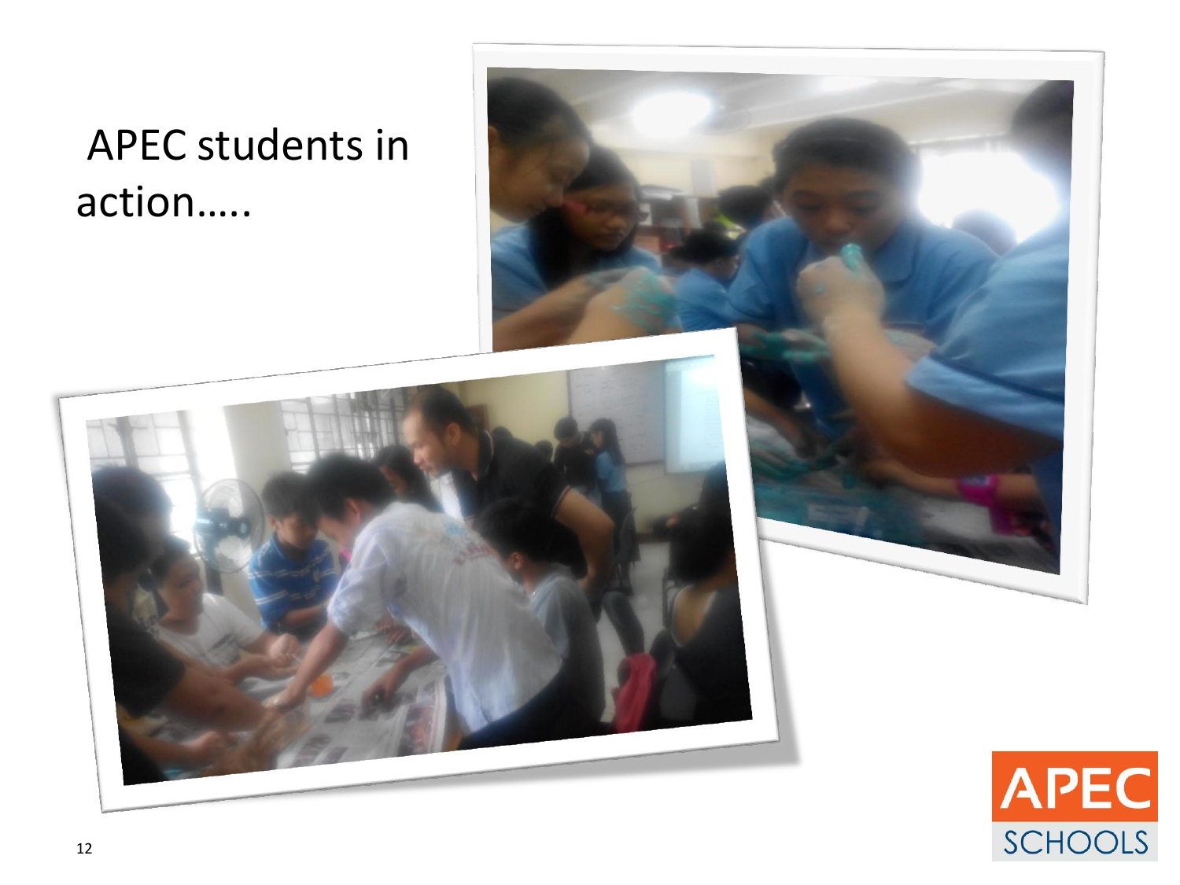# APEC students in action…..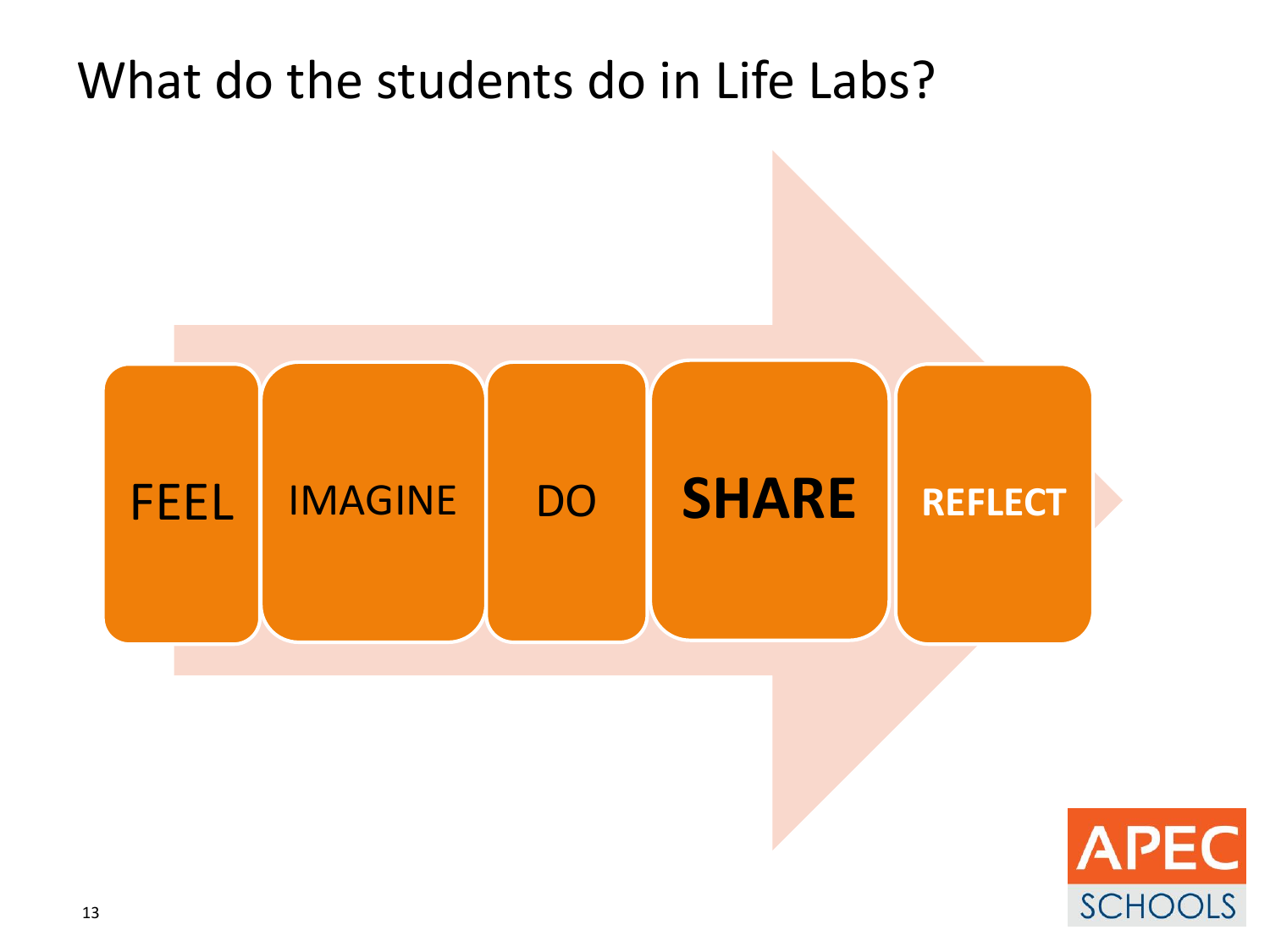# What do the students do in Life Labs?

FEEL → IMAGINE → DO → **SHARE** → **REFLECT**

APEC SCHOOLS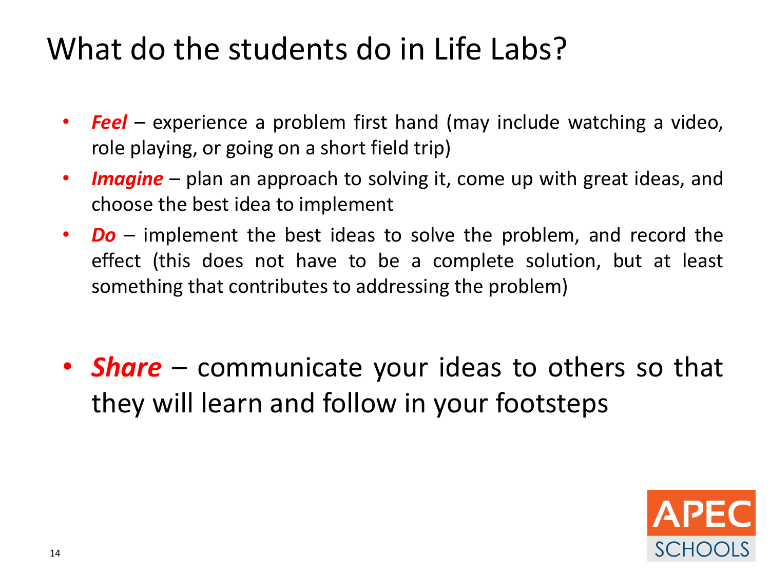# What do the students do in Life Labs?

- ***Feel*** – experience a problem first hand (may include watching a video, role playing, or going on a short field trip)
- ***Imagine*** – plan an approach to solving it, come up with great ideas, and choose the best idea to implement
- ***Do*** – implement the best ideas to solve the problem, and record the effect (this does not have to be a complete solution, but at least something that contributes to addressing the problem)

- ***Share*** – communicate your ideas to others so that they will learn and follow in your footsteps

APEC SCHOOLS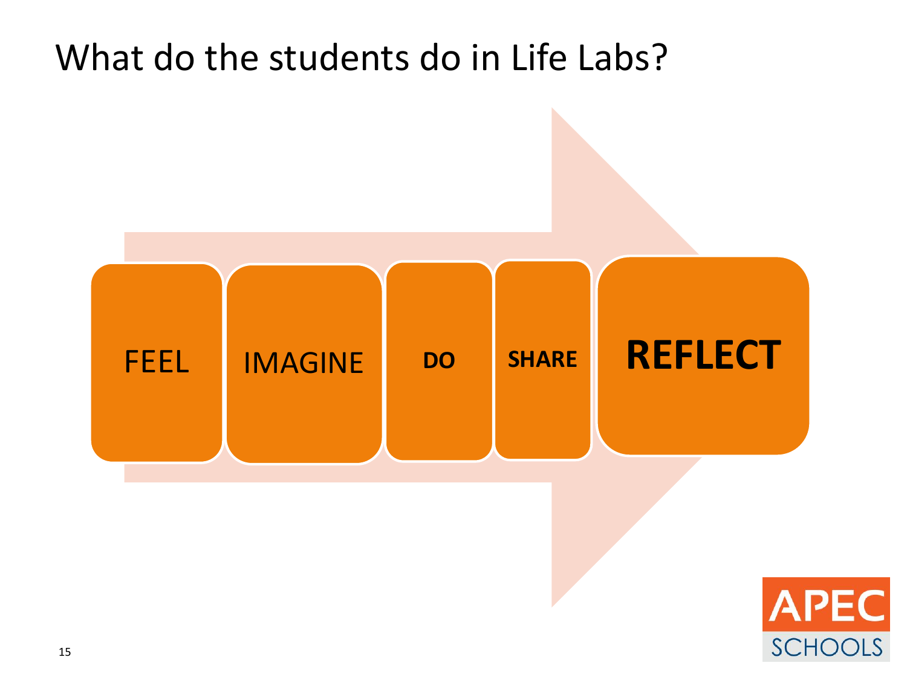# What do the students do in Life Labs?

FEEL → IMAGINE → **DO** → **SHARE** → **REFLECT**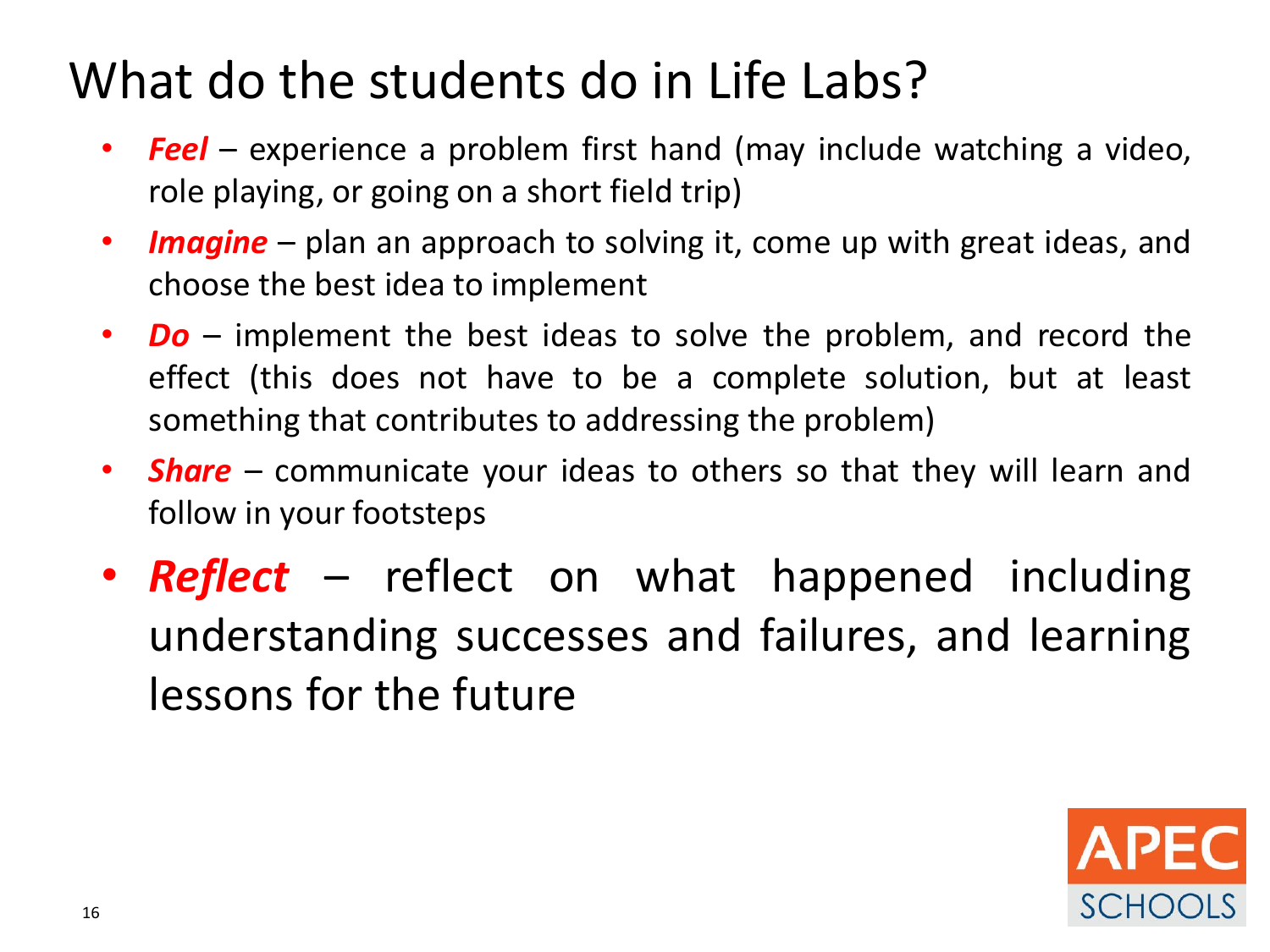# What do the students do in Life Labs?

- ***Feel*** – experience a problem first hand (may include watching a video, role playing, or going on a short field trip)
- ***Imagine*** – plan an approach to solving it, come up with great ideas, and choose the best idea to implement
- ***Do*** – implement the best ideas to solve the problem, and record the effect (this does not have to be a complete solution, but at least something that contributes to addressing the problem)
- ***Share*** – communicate your ideas to others so that they will learn and follow in your footsteps
- ***Reflect*** – reflect on what happened including understanding successes and failures, and learning lessons for the future

APEC SCHOOLS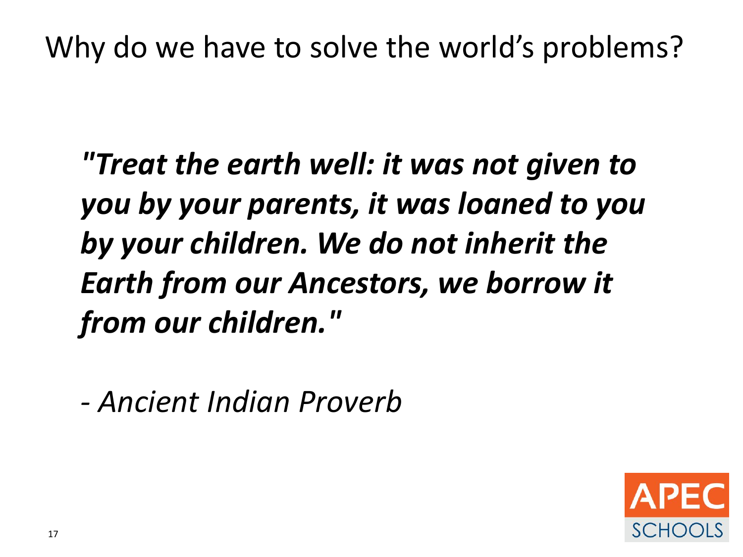# Why do we have to solve the world's problems?

***"Treat the earth well: it was not given to you by your parents, it was loaned to you by your children. We do not inherit the Earth from our Ancestors, we borrow it from our children."***

*- Ancient Indian Proverb*

APEC SCHOOLS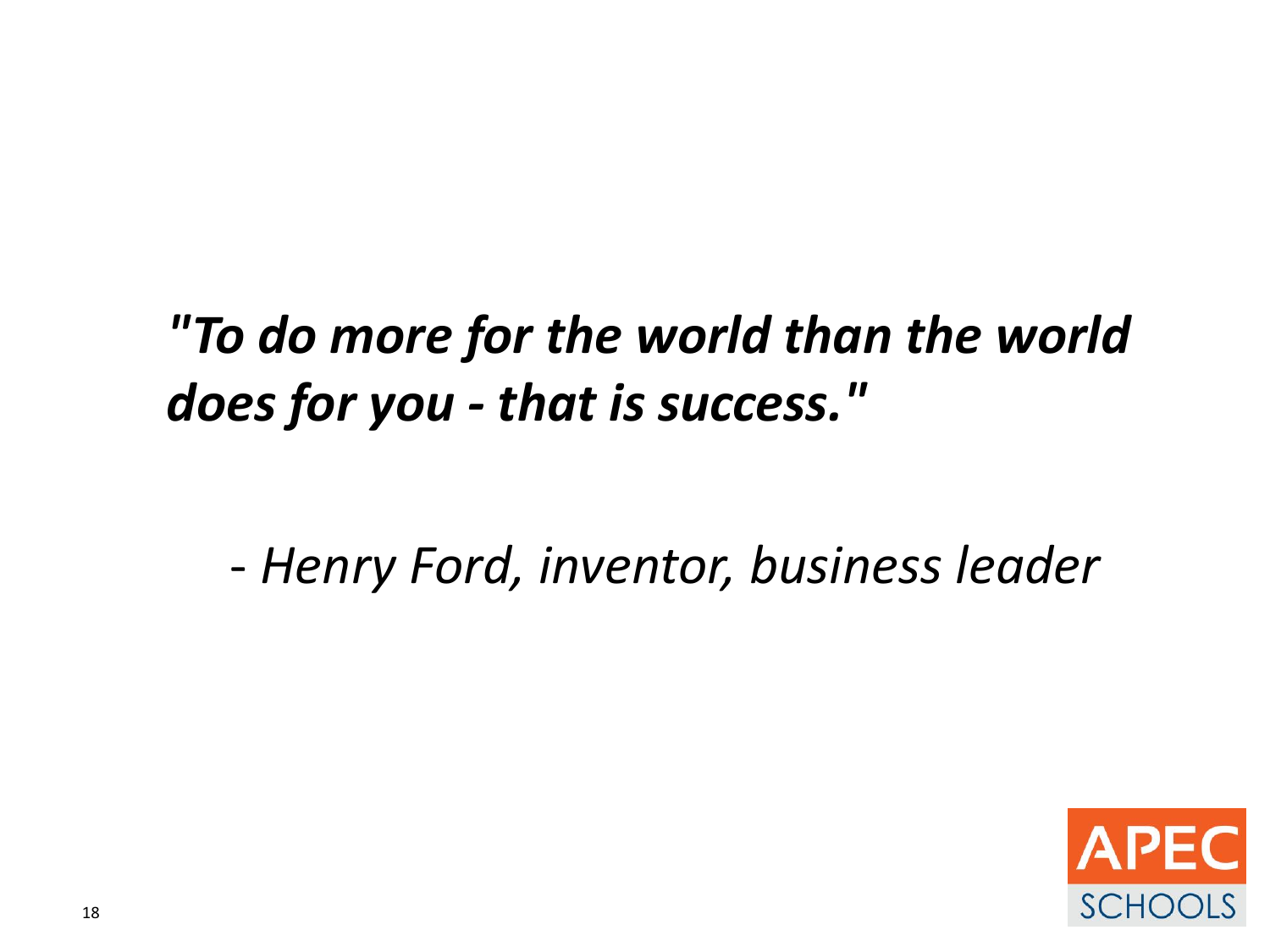***"To do more for the world than the world does for you - that is success."***

*- Henry Ford, inventor, business leader*

APEC SCHOOLS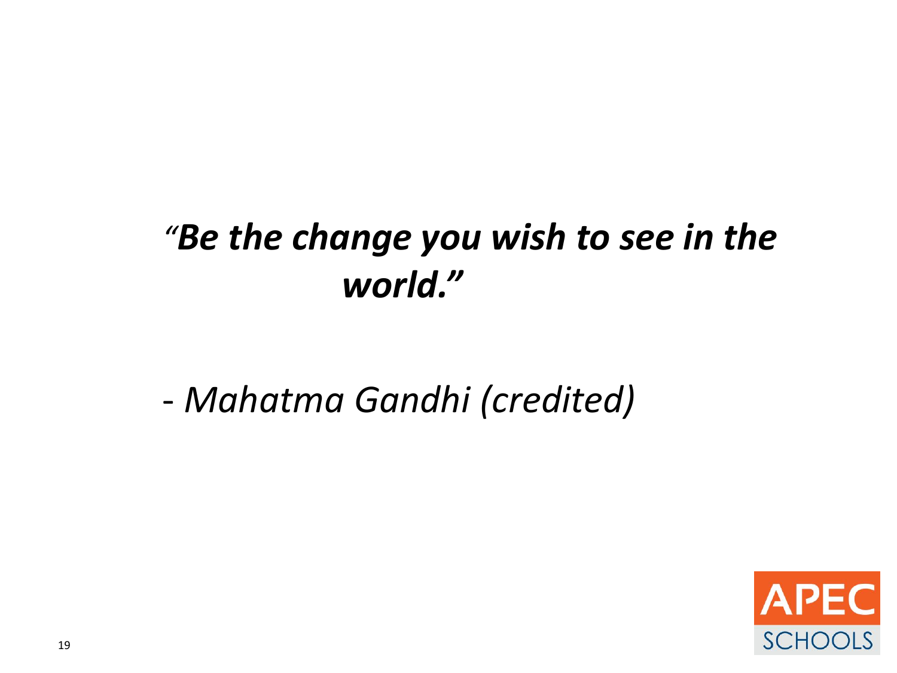***"Be the change you wish to see in the world."***

*- Mahatma Gandhi (credited)*

APEC SCHOOLS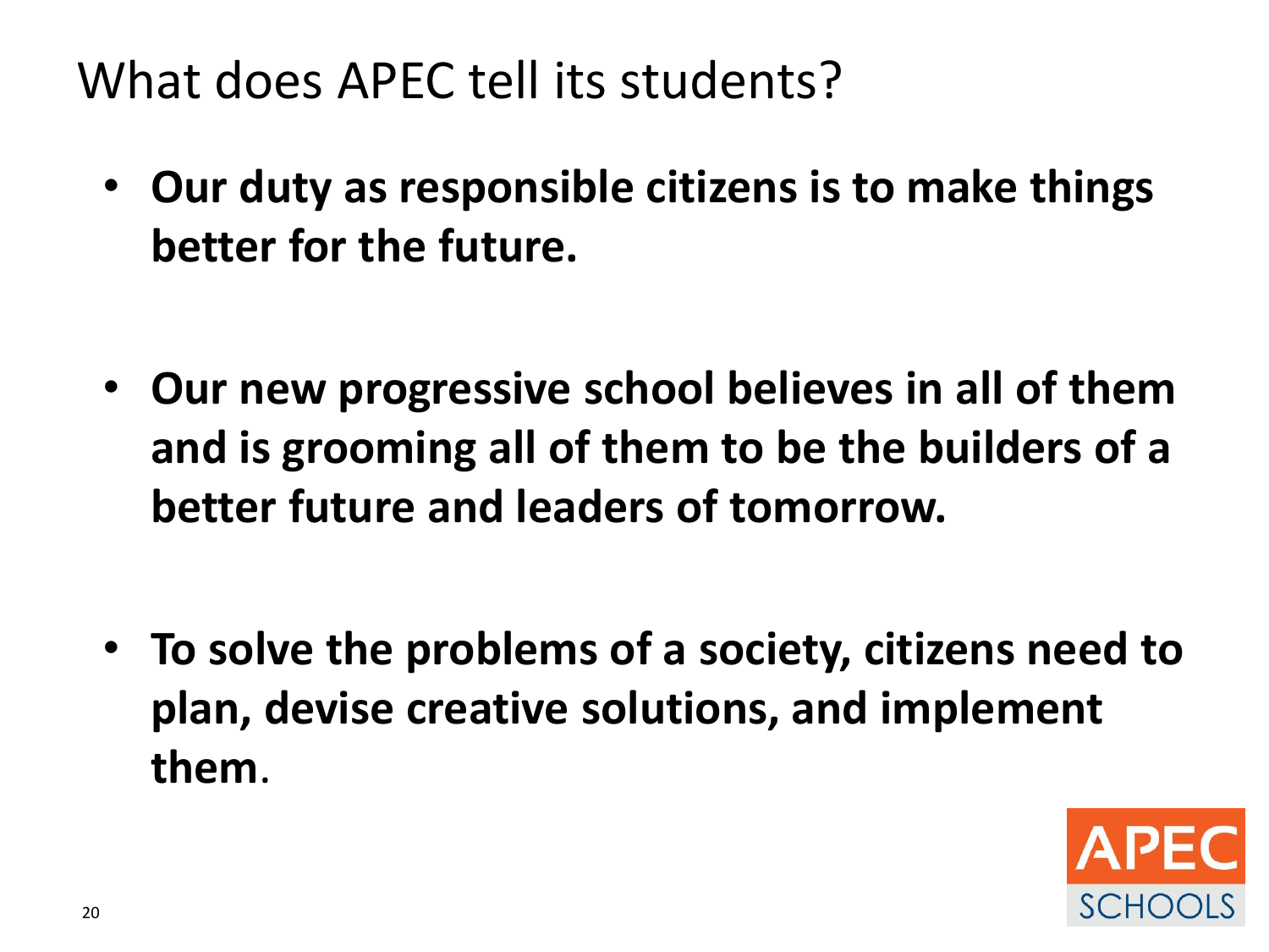# What does APEC tell its students?

- **Our duty as responsible citizens is to make things better for the future.**

- **Our new progressive school believes in all of them and is grooming all of them to be the builders of a better future and leaders of tomorrow.**

- **To solve the problems of a society, citizens need to plan, devise creative solutions, and implement them**.

APEC SCHOOLS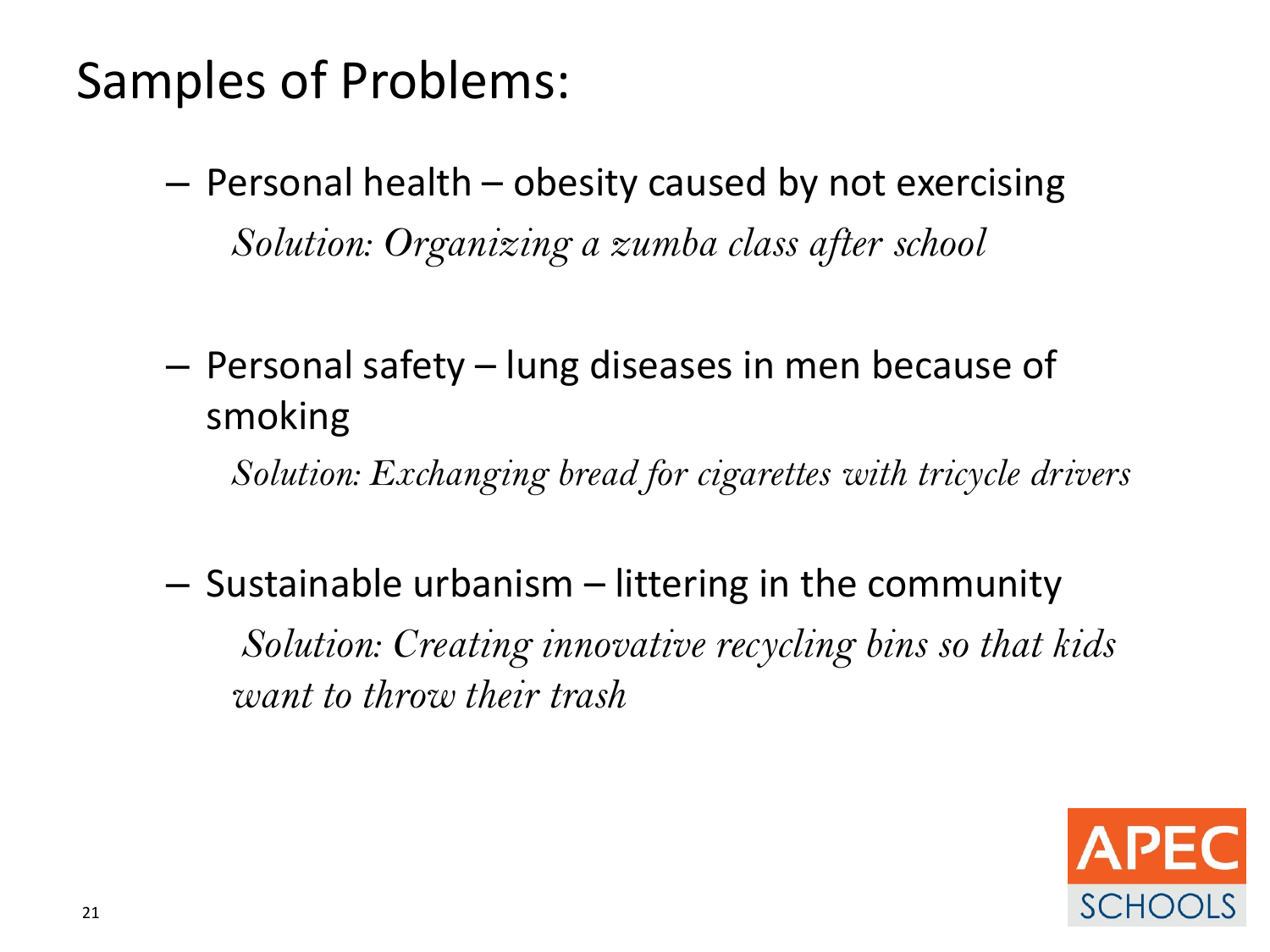# Samples of Problems:

- Personal health – obesity caused by not exercising

  *Solution: Organizing a zumba class after school*

- Personal safety – lung diseases in men because of smoking

  *Solution: Exchanging bread for cigarettes with tricycle drivers*

- Sustainable urbanism – littering in the community

  *Solution: Creating innovative recycling bins so that kids want to throw their trash*

APEC SCHOOLS